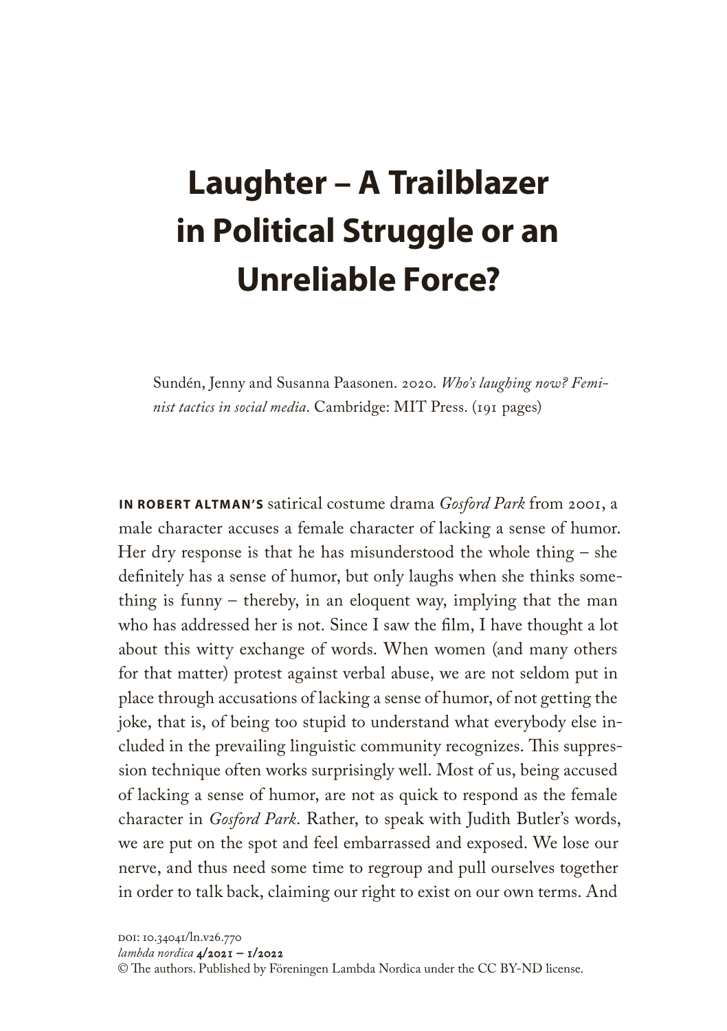# Laughter – A Trailblazer in Political Struggle or an Unreliable Force?

Sundén, Jenny and Susanna Paasonen. 2020. *Who's laughing now? Feminist tactics in social media*. Cambridge: MIT Press. (191 pages)

**IN ROBERT ALTMAN'S** satirical costume drama *Gosford Park* from 2001, a male character accuses a female character of lacking a sense of humor. Her dry response is that he has misunderstood the whole thing – she definitely has a sense of humor, but only laughs when she thinks something is funny – thereby, in an eloquent way, implying that the man who has addressed her is not. Since I saw the film, I have thought a lot about this witty exchange of words. When women (and many others for that matter) protest against verbal abuse, we are not seldom put in place through accusations of lacking a sense of humor, of not getting the joke, that is, of being too stupid to understand what everybody else included in the prevailing linguistic community recognizes. This suppression technique often works surprisingly well. Most of us, being accused of lacking a sense of humor, are not as quick to respond as the female character in *Gosford Park*. Rather, to speak with Judith Butler's words, we are put on the spot and feel embarrassed and exposed. We lose our nerve, and thus need some time to regroup and pull ourselves together in order to talk back, claiming our right to exist on our own terms. And

DOI: 10.34041/ln.v26.770
*lambda nordica* **4/2021 – 1/2022**
© The authors. Published by Föreningen Lambda Nordica under the CC BY-ND license.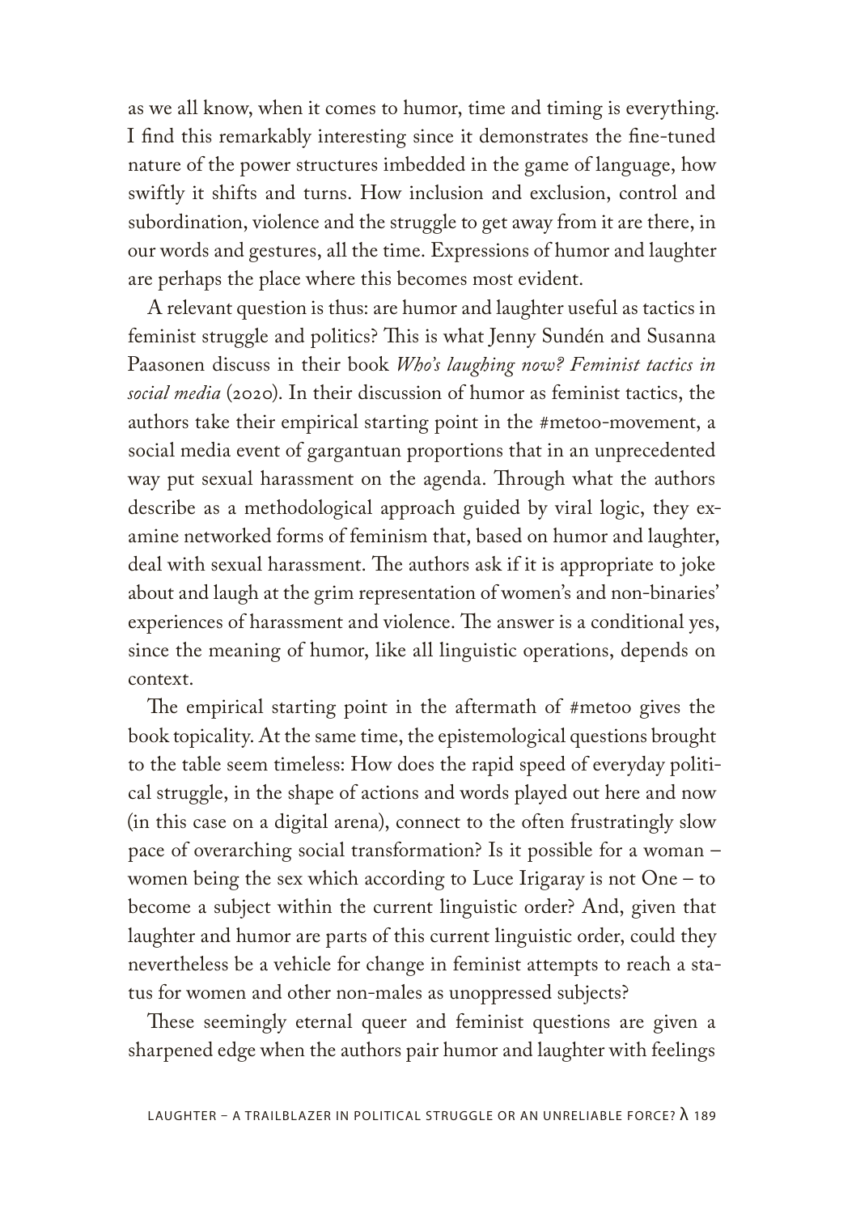as we all know, when it comes to humor, time and timing is everything. I find this remarkably interesting since it demonstrates the fine-tuned nature of the power structures imbedded in the game of language, how swiftly it shifts and turns. How inclusion and exclusion, control and subordination, violence and the struggle to get away from it are there, in our words and gestures, all the time. Expressions of humor and laughter are perhaps the place where this becomes most evident.

A relevant question is thus: are humor and laughter useful as tactics in feminist struggle and politics? This is what Jenny Sundén and Susanna Paasonen discuss in their book *Who's laughing now? Feminist tactics in social media* (2020). In their discussion of humor as feminist tactics, the authors take their empirical starting point in the #metoo-movement, a social media event of gargantuan proportions that in an unprecedented way put sexual harassment on the agenda. Through what the authors describe as a methodological approach guided by viral logic, they examine networked forms of feminism that, based on humor and laughter, deal with sexual harassment. The authors ask if it is appropriate to joke about and laugh at the grim representation of women's and non-binaries' experiences of harassment and violence. The answer is a conditional yes, since the meaning of humor, like all linguistic operations, depends on context.

The empirical starting point in the aftermath of #metoo gives the book topicality. At the same time, the epistemological questions brought to the table seem timeless: How does the rapid speed of everyday political struggle, in the shape of actions and words played out here and now (in this case on a digital arena), connect to the often frustratingly slow pace of overarching social transformation? Is it possible for a woman – women being the sex which according to Luce Irigaray is not One – to become a subject within the current linguistic order? And, given that laughter and humor are parts of this current linguistic order, could they nevertheless be a vehicle for change in feminist attempts to reach a status for women and other non-males as unoppressed subjects?

These seemingly eternal queer and feminist questions are given a sharpened edge when the authors pair humor and laughter with feelings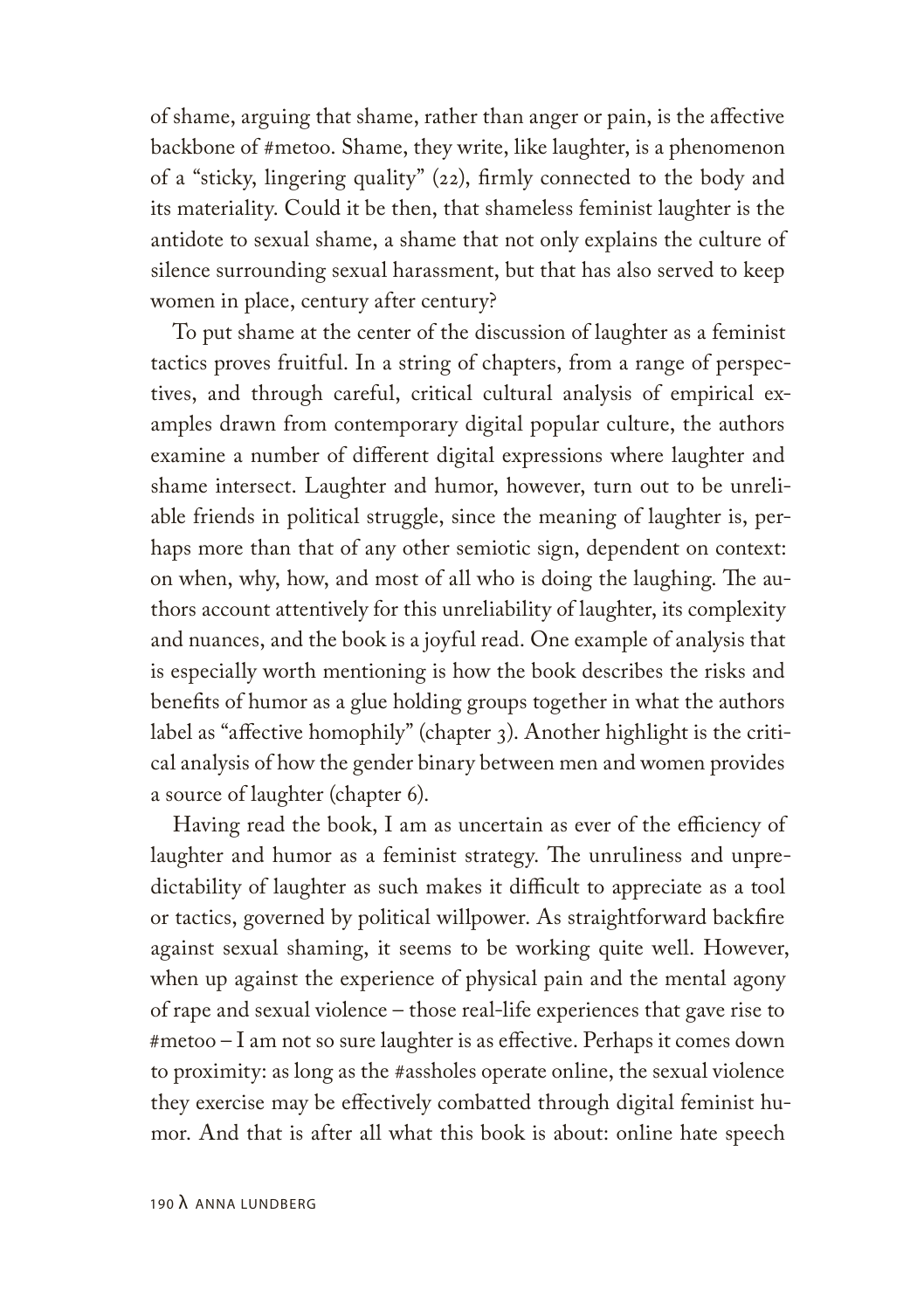of shame, arguing that shame, rather than anger or pain, is the affective backbone of #metoo. Shame, they write, like laughter, is a phenomenon of a "sticky, lingering quality" (22), firmly connected to the body and its materiality. Could it be then, that shameless feminist laughter is the antidote to sexual shame, a shame that not only explains the culture of silence surrounding sexual harassment, but that has also served to keep women in place, century after century?

To put shame at the center of the discussion of laughter as a feminist tactics proves fruitful. In a string of chapters, from a range of perspectives, and through careful, critical cultural analysis of empirical examples drawn from contemporary digital popular culture, the authors examine a number of different digital expressions where laughter and shame intersect. Laughter and humor, however, turn out to be unreliable friends in political struggle, since the meaning of laughter is, perhaps more than that of any other semiotic sign, dependent on context: on when, why, how, and most of all who is doing the laughing. The authors account attentively for this unreliability of laughter, its complexity and nuances, and the book is a joyful read. One example of analysis that is especially worth mentioning is how the book describes the risks and benefits of humor as a glue holding groups together in what the authors label as "affective homophily" (chapter 3). Another highlight is the critical analysis of how the gender binary between men and women provides a source of laughter (chapter 6).

Having read the book, I am as uncertain as ever of the efficiency of laughter and humor as a feminist strategy. The unruliness and unpredictability of laughter as such makes it difficult to appreciate as a tool or tactics, governed by political willpower. As straightforward backfire against sexual shaming, it seems to be working quite well. However, when up against the experience of physical pain and the mental agony of rape and sexual violence – those real-life experiences that gave rise to #metoo – I am not so sure laughter is as effective. Perhaps it comes down to proximity: as long as the #assholes operate online, the sexual violence they exercise may be effectively combatted through digital feminist humor. And that is after all what this book is about: online hate speech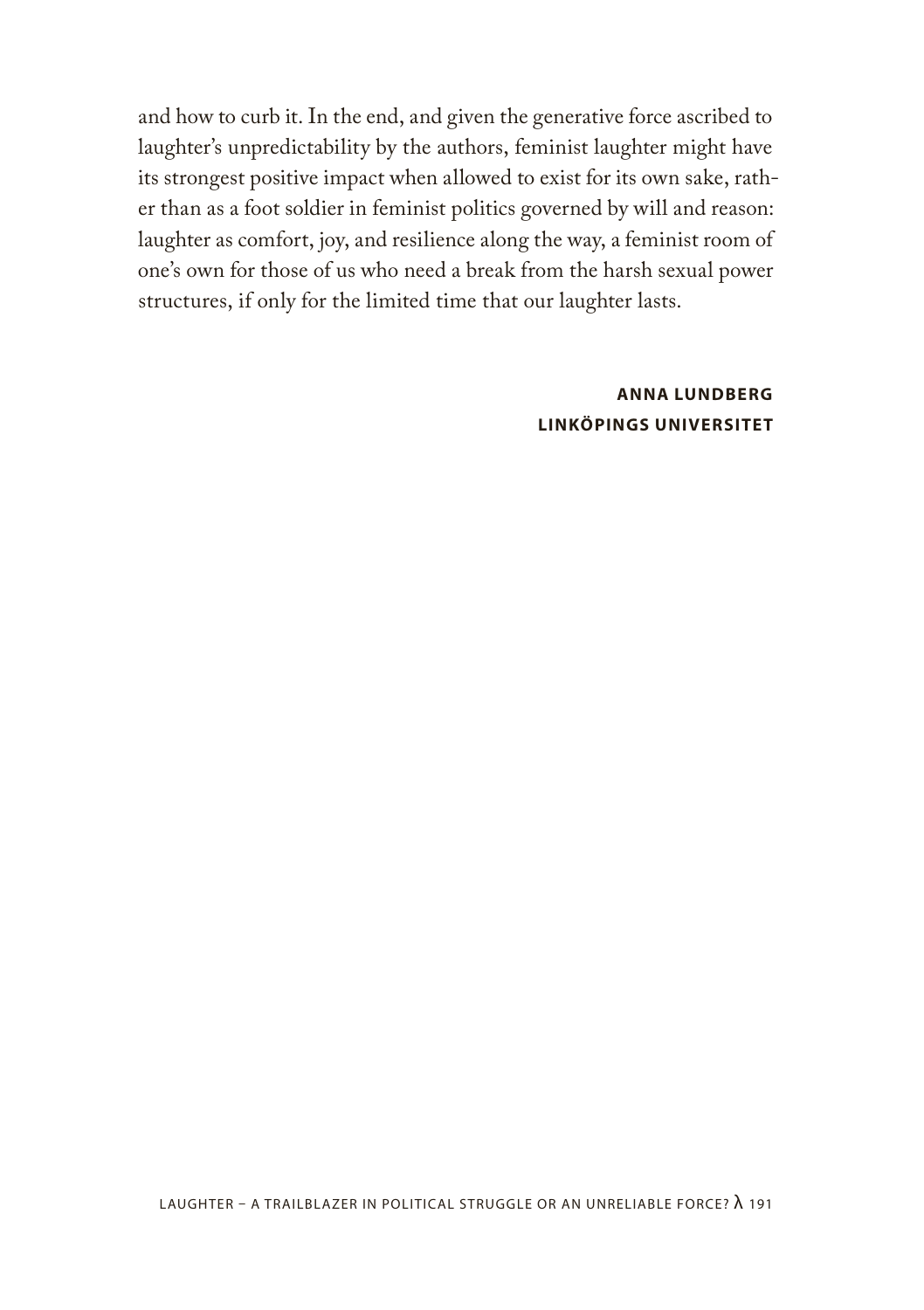and how to curb it. In the end, and given the generative force ascribed to laughter's unpredictability by the authors, feminist laughter might have its strongest positive impact when allowed to exist for its own sake, rather than as a foot soldier in feminist politics governed by will and reason: laughter as comfort, joy, and resilience along the way, a feminist room of one's own for those of us who need a break from the harsh sexual power structures, if only for the limited time that our laughter lasts.

**ANNA LUNDBERG**
**LINKÖPINGS UNIVERSITET**